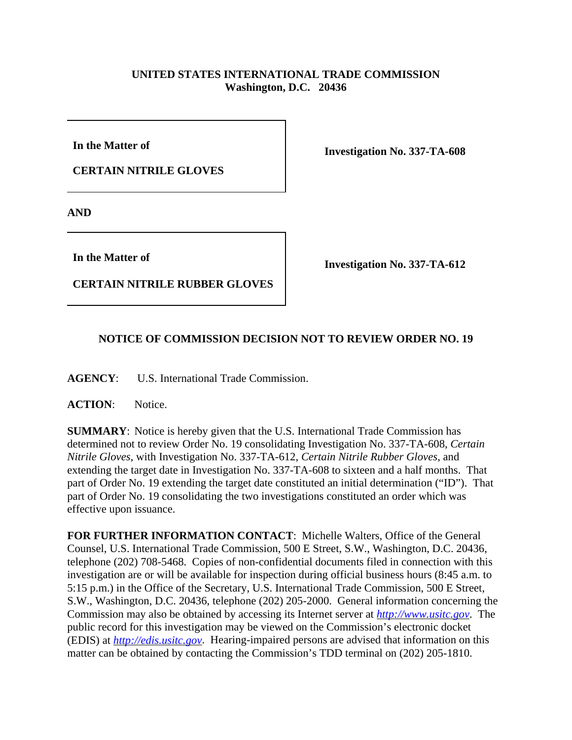**UNITED STATES INTERNATIONAL TRADE COMMISSION**
**Washington, D.C. 20436**

| | |
|---|---|
| **In the Matter of**<br><br>**CERTAIN NITRILE GLOVES** | **Investigation No. 337-TA-608** |

**AND**

| | |
|---|---|
| **In the Matter of**<br><br>**CERTAIN NITRILE RUBBER GLOVES** | **Investigation No. 337-TA-612** |

## NOTICE OF COMMISSION DECISION NOT TO REVIEW ORDER NO. 19

**AGENCY**: U.S. International Trade Commission.

**ACTION**: Notice.

**SUMMARY**: Notice is hereby given that the U.S. International Trade Commission has determined not to review Order No. 19 consolidating Investigation No. 337-TA-608, *Certain Nitrile Gloves*, with Investigation No. 337-TA-612, *Certain Nitrile Rubber Gloves*, and extending the target date in Investigation No. 337-TA-608 to sixteen and a half months. That part of Order No. 19 extending the target date constituted an initial determination ("ID"). That part of Order No. 19 consolidating the two investigations constituted an order which was effective upon issuance.

**FOR FURTHER INFORMATION CONTACT**: Michelle Walters, Office of the General Counsel, U.S. International Trade Commission, 500 E Street, S.W., Washington, D.C. 20436, telephone (202) 708-5468. Copies of non-confidential documents filed in connection with this investigation are or will be available for inspection during official business hours (8:45 a.m. to 5:15 p.m.) in the Office of the Secretary, U.S. International Trade Commission, 500 E Street, S.W., Washington, D.C. 20436, telephone (202) 205-2000. General information concerning the Commission may also be obtained by accessing its Internet server at *http://www.usitc.gov*. The public record for this investigation may be viewed on the Commission's electronic docket (EDIS) at *http://edis.usitc.gov.* Hearing-impaired persons are advised that information on this matter can be obtained by contacting the Commission's TDD terminal on (202) 205-1810.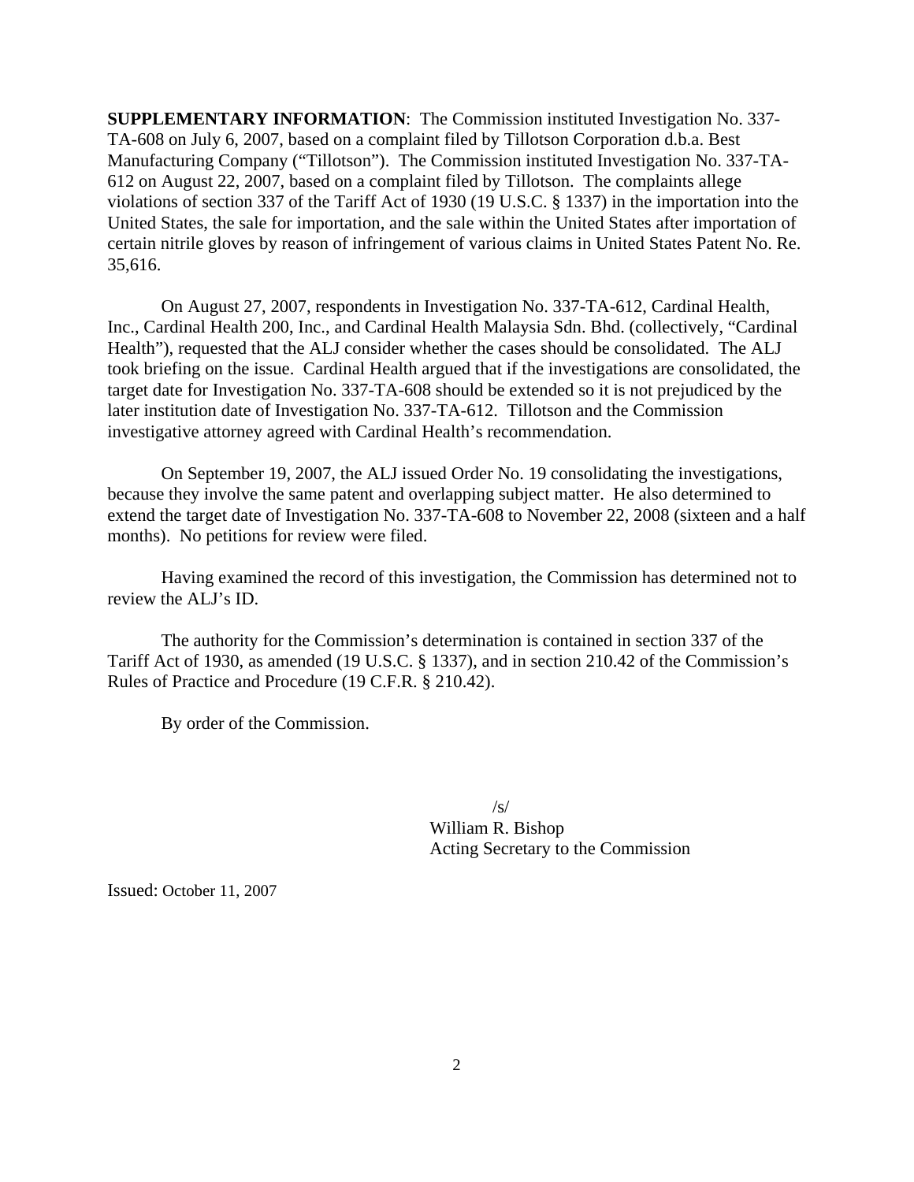**SUPPLEMENTARY INFORMATION**: The Commission instituted Investigation No. 337-TA-608 on July 6, 2007, based on a complaint filed by Tillotson Corporation d.b.a. Best Manufacturing Company ("Tillotson"). The Commission instituted Investigation No. 337-TA-612 on August 22, 2007, based on a complaint filed by Tillotson. The complaints allege violations of section 337 of the Tariff Act of 1930 (19 U.S.C. § 1337) in the importation into the United States, the sale for importation, and the sale within the United States after importation of certain nitrile gloves by reason of infringement of various claims in United States Patent No. Re. 35,616.

On August 27, 2007, respondents in Investigation No. 337-TA-612, Cardinal Health, Inc., Cardinal Health 200, Inc., and Cardinal Health Malaysia Sdn. Bhd. (collectively, "Cardinal Health"), requested that the ALJ consider whether the cases should be consolidated. The ALJ took briefing on the issue. Cardinal Health argued that if the investigations are consolidated, the target date for Investigation No. 337-TA-608 should be extended so it is not prejudiced by the later institution date of Investigation No. 337-TA-612. Tillotson and the Commission investigative attorney agreed with Cardinal Health's recommendation.

On September 19, 2007, the ALJ issued Order No. 19 consolidating the investigations, because they involve the same patent and overlapping subject matter. He also determined to extend the target date of Investigation No. 337-TA-608 to November 22, 2008 (sixteen and a half months). No petitions for review were filed.

Having examined the record of this investigation, the Commission has determined not to review the ALJ's ID.

The authority for the Commission's determination is contained in section 337 of the Tariff Act of 1930, as amended (19 U.S.C. § 1337), and in section 210.42 of the Commission's Rules of Practice and Procedure (19 C.F.R. § 210.42).

By order of the Commission.

/s/
William R. Bishop
Acting Secretary to the Commission

Issued: October 11, 2007